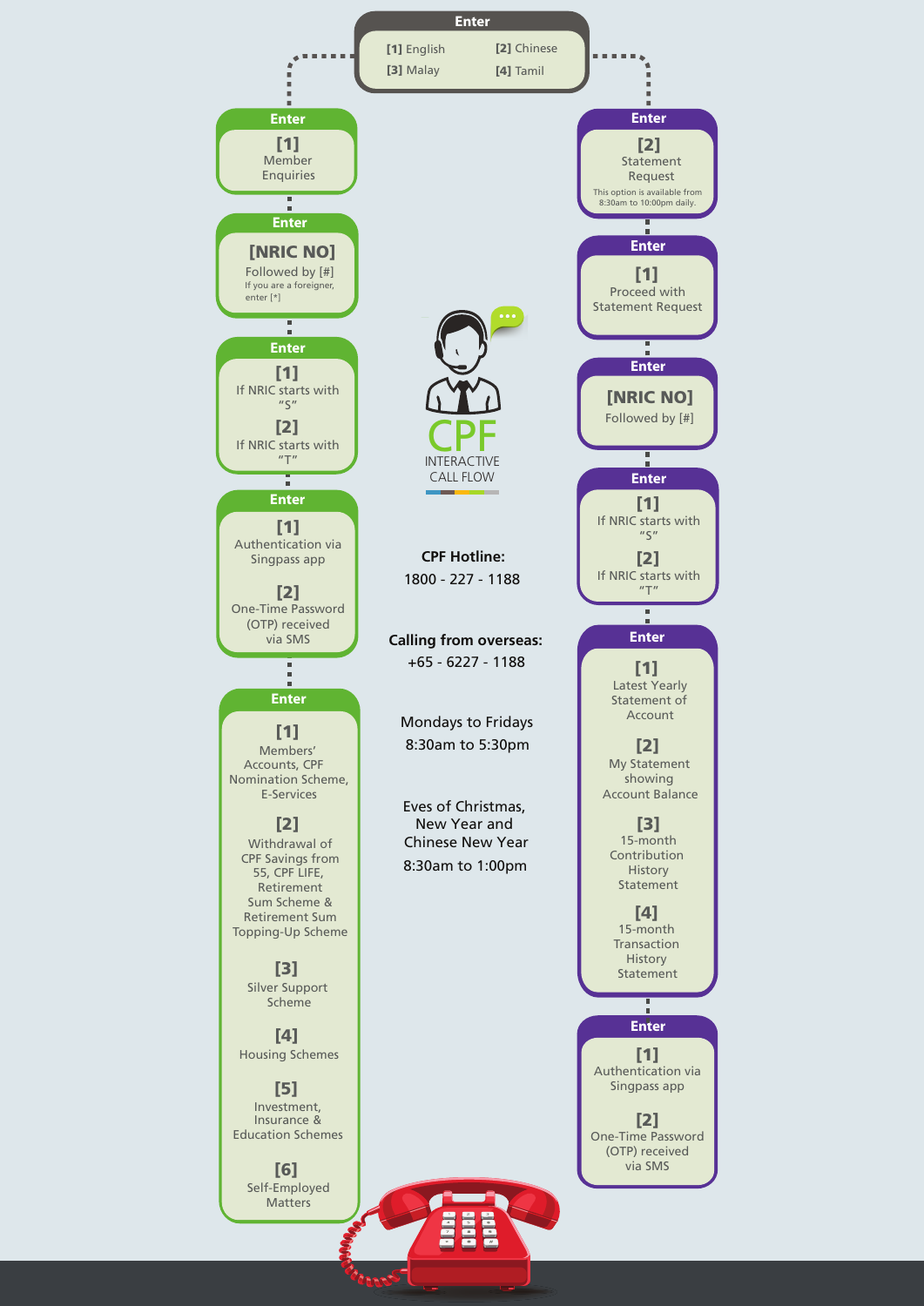# CPF

INTERACTIVE CALL FLOW

## Enter

**[1]** English
**[2]** Chinese
**[3]** Malay
**[4]** Tamil

## Member Enquiries

**Enter**

**[1]** Member Enquiries

**Enter**

**[NRIC NO]** Followed by [#]

If you are a foreigner, enter [*]

**Enter**

**[1]** If NRIC starts with "S"

**[2]** If NRIC starts with "T"

**Enter**

**[1]** Authentication via Singpass app

**[2]** One-Time Password (OTP) received via SMS

**Enter**

**[1]** Members' Accounts, CPF Nomination Scheme, E-Services

**[2]** Withdrawal of CPF Savings from 55, CPF LIFE, Retirement Sum Scheme & Retirement Sum Topping-Up Scheme

**[3]** Silver Support Scheme

**[4]** Housing Schemes

**[5]** Investment, Insurance & Education Schemes

**[6]** Self-Employed Matters

## Statement Request

**Enter**

**[2]** Statement Request

This option is available from 8:30am to 10:00pm daily.

**Enter**

**[1]** Proceed with Statement Request

**Enter**

**[NRIC NO]** Followed by [#]

**Enter**

**[1]** If NRIC starts with "S"

**[2]** If NRIC starts with "T"

**Enter**

**[1]** Latest Yearly Statement of Account

**[2]** My Statement showing Account Balance

**[3]** 15-month Contribution History Statement

**[4]** 15-month Transaction History Statement

**Enter**

**[1]** Authentication via Singpass app

**[2]** One-Time Password (OTP) received via SMS

## Contact

**CPF Hotline:**
1800 - 227 - 1188

**Calling from overseas:**
+65 - 6227 - 1188

Mondays to Fridays
8:30am to 5:30pm

Eves of Christmas, New Year and Chinese New Year
8:30am to 1:00pm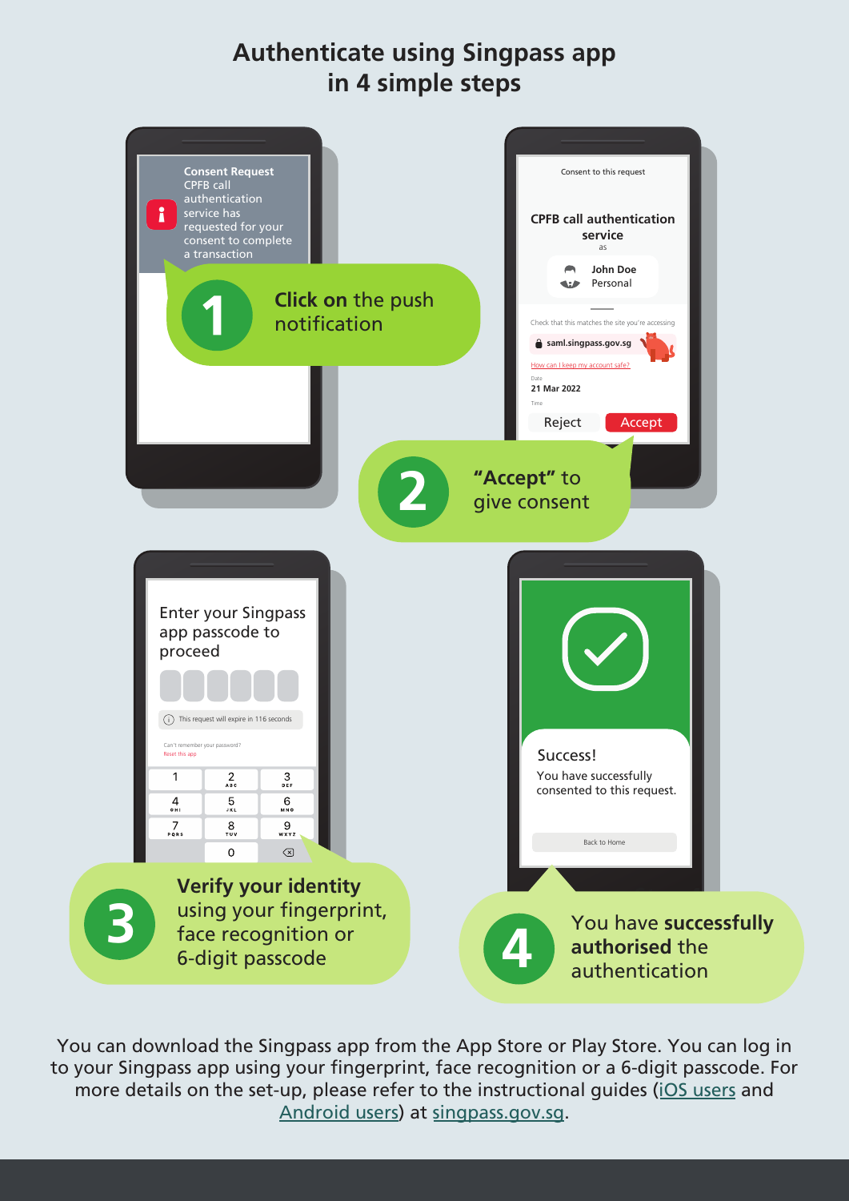# Authenticate using Singpass app in 4 simple steps

1. **Click on** the push notification

2. **"Accept"** to give consent

3. **Verify your identity** using your fingerprint, face recognition or 6-digit passcode

4. You have **successfully authorised** the authentication

You can download the Singpass app from the App Store or Play Store. You can log in to your Singpass app using your fingerprint, face recognition or a 6-digit passcode. For more details on the set-up, please refer to the instructional guides (iOS users and Android users) at singpass.gov.sg.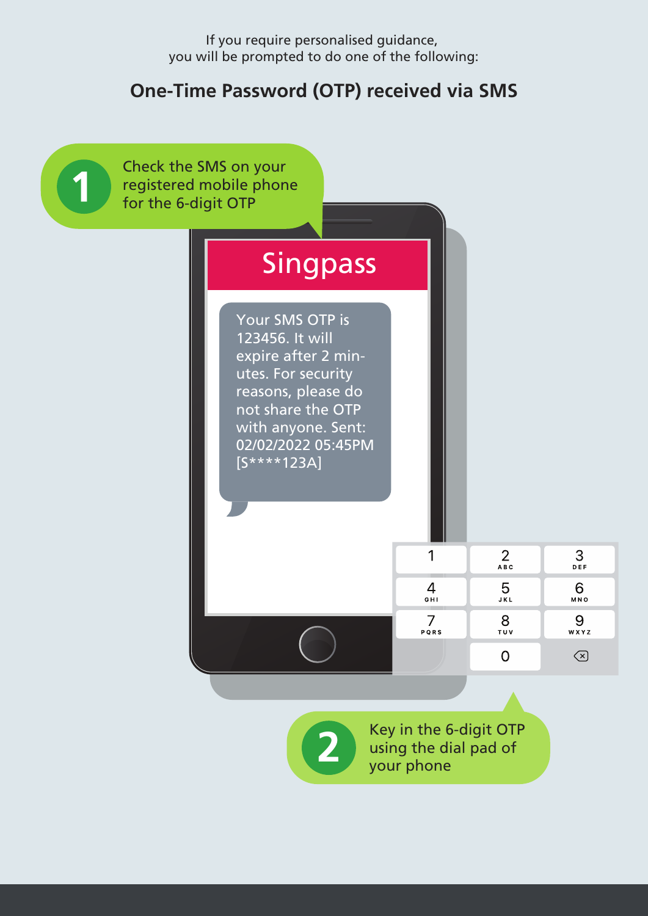If you require personalised guidance,
you will be prompted to do one of the following:

## One-Time Password (OTP) received via SMS

**1** Check the SMS on your registered mobile phone for the 6-digit OTP

Singpass

Your SMS OTP is 123456. It will expire after 2 minutes. For security reasons, please do not share the OTP with anyone. Sent: 02/02/2022 05:45PM [S****123A]

**2** Key in the 6-digit OTP using the dial pad of your phone